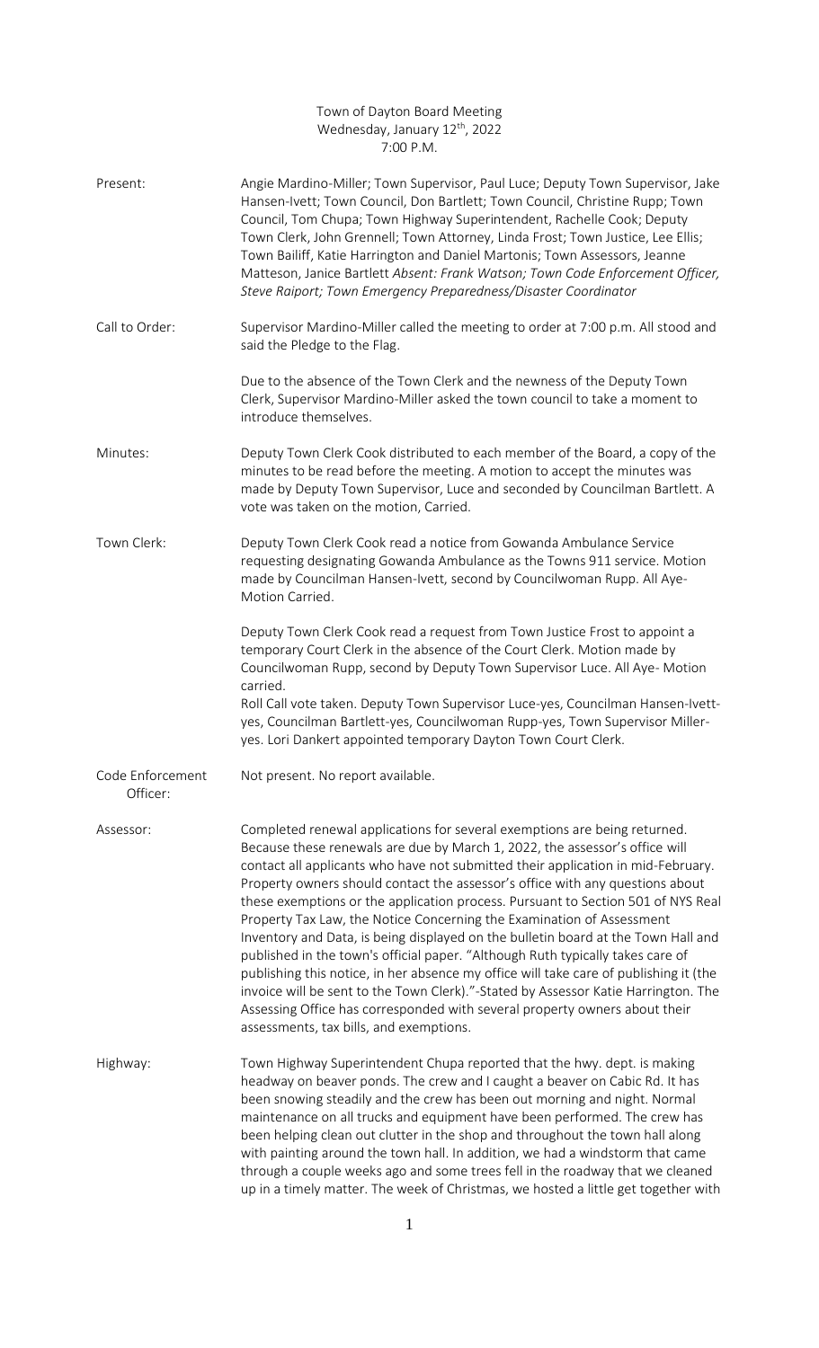Town of Dayton Board Meeting
Wednesday, January 12th, 2022
7:00 P.M.

**Present:** Angie Mardino-Miller; Town Supervisor, Paul Luce; Deputy Town Supervisor, Jake Hansen-Ivett; Town Council, Don Bartlett; Town Council, Christine Rupp; Town Council, Tom Chupa; Town Highway Superintendent, Rachelle Cook; Deputy Town Clerk, John Grennell; Town Attorney, Linda Frost; Town Justice, Lee Ellis; Town Bailiff, Katie Harrington and Daniel Martonis; Town Assessors, Jeanne Matteson, Janice Bartlett *Absent: Frank Watson; Town Code Enforcement Officer, Steve Raiport; Town Emergency Preparedness/Disaster Coordinator*

**Call to Order:** Supervisor Mardino-Miller called the meeting to order at 7:00 p.m. All stood and said the Pledge to the Flag.

Due to the absence of the Town Clerk and the newness of the Deputy Town Clerk, Supervisor Mardino-Miller asked the town council to take a moment to introduce themselves.

**Minutes:** Deputy Town Clerk Cook distributed to each member of the Board, a copy of the minutes to be read before the meeting. A motion to accept the minutes was made by Deputy Town Supervisor, Luce and seconded by Councilman Bartlett. A vote was taken on the motion, Carried.

**Town Clerk:** Deputy Town Clerk Cook read a notice from Gowanda Ambulance Service requesting designating Gowanda Ambulance as the Towns 911 service. Motion made by Councilman Hansen-Ivett, second by Councilwoman Rupp. All Aye-Motion Carried.

Deputy Town Clerk Cook read a request from Town Justice Frost to appoint a temporary Court Clerk in the absence of the Court Clerk. Motion made by Councilwoman Rupp, second by Deputy Town Supervisor Luce. All Aye- Motion carried.
Roll Call vote taken. Deputy Town Supervisor Luce-yes, Councilman Hansen-Ivett-yes, Councilman Bartlett-yes, Councilwoman Rupp-yes, Town Supervisor Miller-yes. Lori Dankert appointed temporary Dayton Town Court Clerk.

**Code Enforcement Officer:** Not present. No report available.

**Assessor:** Completed renewal applications for several exemptions are being returned. Because these renewals are due by March 1, 2022, the assessor's office will contact all applicants who have not submitted their application in mid-February. Property owners should contact the assessor's office with any questions about these exemptions or the application process. Pursuant to Section 501 of NYS Real Property Tax Law, the Notice Concerning the Examination of Assessment Inventory and Data, is being displayed on the bulletin board at the Town Hall and published in the town's official paper. "Although Ruth typically takes care of publishing this notice, in her absence my office will take care of publishing it (the invoice will be sent to the Town Clerk)."-Stated by Assessor Katie Harrington. The Assessing Office has corresponded with several property owners about their assessments, tax bills, and exemptions.

**Highway:** Town Highway Superintendent Chupa reported that the hwy. dept. is making headway on beaver ponds. The crew and I caught a beaver on Cabic Rd. It has been snowing steadily and the crew has been out morning and night. Normal maintenance on all trucks and equipment have been performed. The crew has been helping clean out clutter in the shop and throughout the town hall along with painting around the town hall. In addition, we had a windstorm that came through a couple weeks ago and some trees fell in the roadway that we cleaned up in a timely matter. The week of Christmas, we hosted a little get together with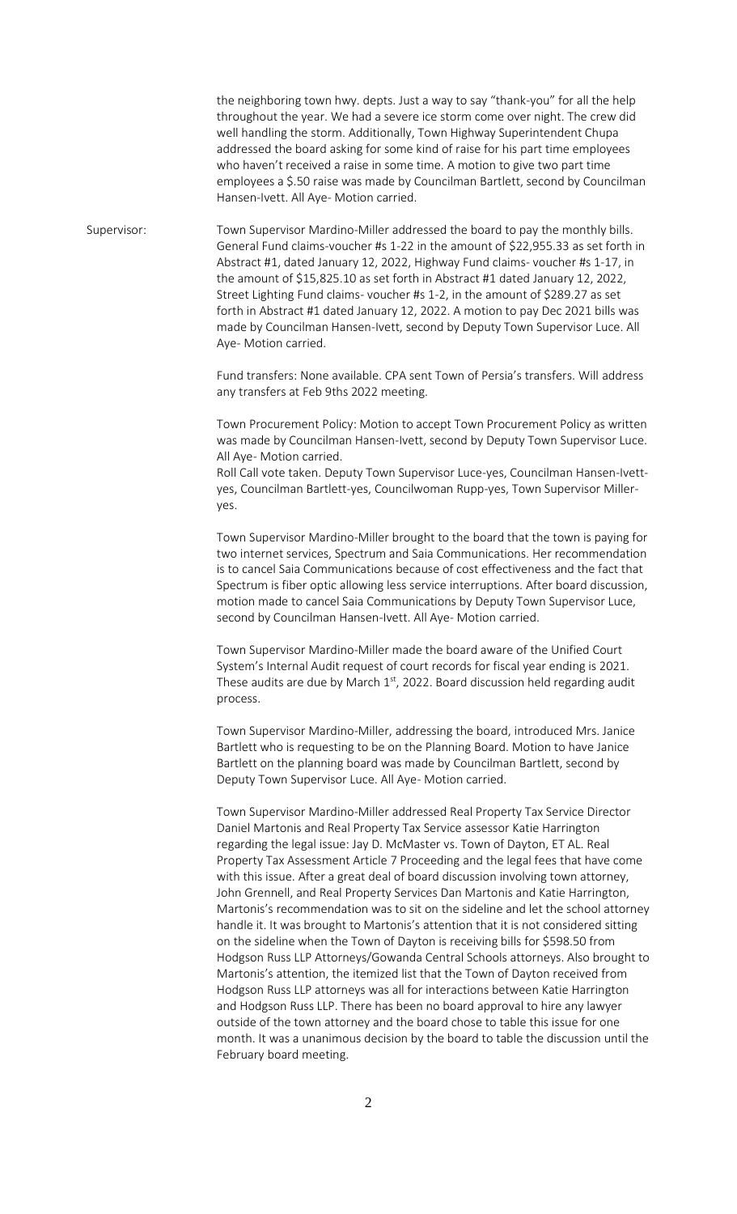the neighboring town hwy. depts. Just a way to say "thank-you" for all the help throughout the year. We had a severe ice storm come over night. The crew did well handling the storm. Additionally, Town Highway Superintendent Chupa addressed the board asking for some kind of raise for his part time employees who haven't received a raise in some time. A motion to give two part time employees a $.50 raise was made by Councilman Bartlett, second by Councilman Hansen-Ivett. All Aye- Motion carried.

Supervisor: Town Supervisor Mardino-Miller addressed the board to pay the monthly bills. General Fund claims-voucher #s 1-22 in the amount of $22,955.33 as set forth in Abstract #1, dated January 12, 2022, Highway Fund claims- voucher #s 1-17, in the amount of $15,825.10 as set forth in Abstract #1 dated January 12, 2022, Street Lighting Fund claims- voucher #s 1-2, in the amount of $289.27 as set forth in Abstract #1 dated January 12, 2022. A motion to pay Dec 2021 bills was made by Councilman Hansen-Ivett, second by Deputy Town Supervisor Luce. All Aye- Motion carried.

Fund transfers: None available. CPA sent Town of Persia's transfers. Will address any transfers at Feb 9ths 2022 meeting.

Town Procurement Policy: Motion to accept Town Procurement Policy as written was made by Councilman Hansen-Ivett, second by Deputy Town Supervisor Luce. All Aye- Motion carried.
Roll Call vote taken. Deputy Town Supervisor Luce-yes, Councilman Hansen-Ivett-yes, Councilman Bartlett-yes, Councilwoman Rupp-yes, Town Supervisor Miller-yes.

Town Supervisor Mardino-Miller brought to the board that the town is paying for two internet services, Spectrum and Saia Communications. Her recommendation is to cancel Saia Communications because of cost effectiveness and the fact that Spectrum is fiber optic allowing less service interruptions. After board discussion, motion made to cancel Saia Communications by Deputy Town Supervisor Luce, second by Councilman Hansen-Ivett. All Aye- Motion carried.

Town Supervisor Mardino-Miller made the board aware of the Unified Court System's Internal Audit request of court records for fiscal year ending is 2021. These audits are due by March 1st, 2022. Board discussion held regarding audit process.

Town Supervisor Mardino-Miller, addressing the board, introduced Mrs. Janice Bartlett who is requesting to be on the Planning Board. Motion to have Janice Bartlett on the planning board was made by Councilman Bartlett, second by Deputy Town Supervisor Luce. All Aye- Motion carried.

Town Supervisor Mardino-Miller addressed Real Property Tax Service Director Daniel Martonis and Real Property Tax Service assessor Katie Harrington regarding the legal issue: Jay D. McMaster vs. Town of Dayton, ET AL. Real Property Tax Assessment Article 7 Proceeding and the legal fees that have come with this issue. After a great deal of board discussion involving town attorney, John Grennell, and Real Property Services Dan Martonis and Katie Harrington, Martonis's recommendation was to sit on the sideline and let the school attorney handle it. It was brought to Martonis's attention that it is not considered sitting on the sideline when the Town of Dayton is receiving bills for $598.50 from Hodgson Russ LLP Attorneys/Gowanda Central Schools attorneys. Also brought to Martonis's attention, the itemized list that the Town of Dayton received from Hodgson Russ LLP attorneys was all for interactions between Katie Harrington and Hodgson Russ LLP. There has been no board approval to hire any lawyer outside of the town attorney and the board chose to table this issue for one month. It was a unanimous decision by the board to table the discussion until the February board meeting.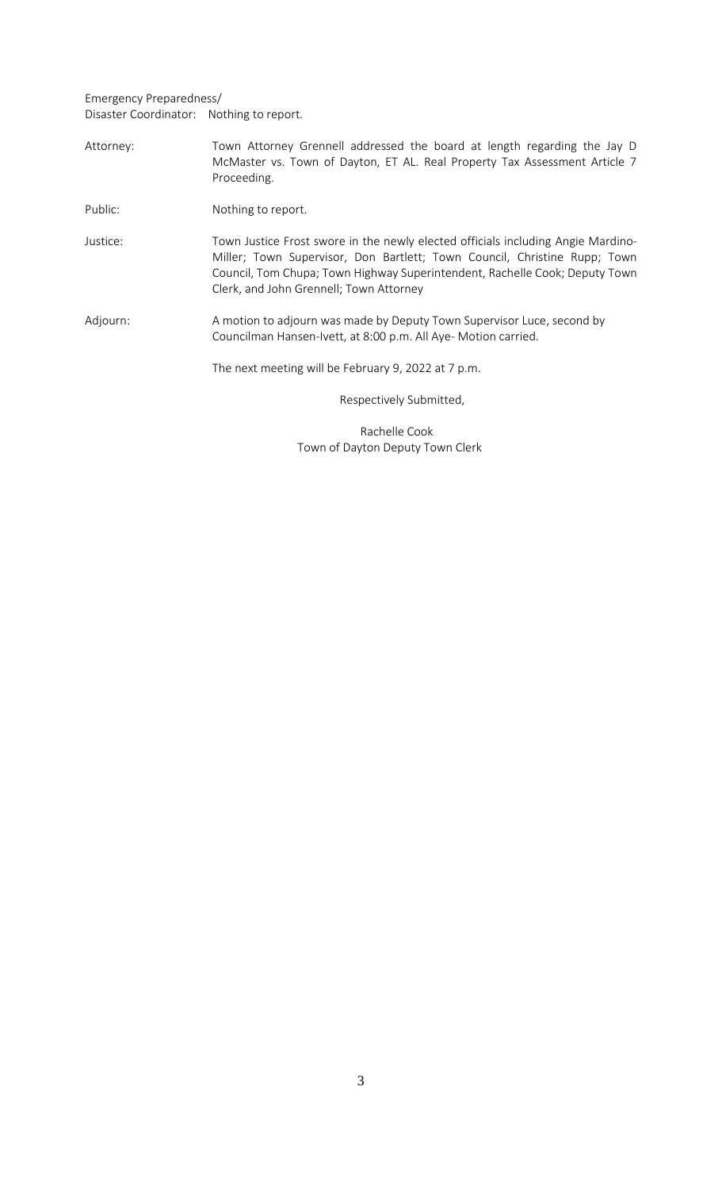Emergency Preparedness/
Disaster Coordinator: Nothing to report.

Attorney: Town Attorney Grennell addressed the board at length regarding the Jay D McMaster vs. Town of Dayton, ET AL. Real Property Tax Assessment Article 7 Proceeding.

Public: Nothing to report.

Justice: Town Justice Frost swore in the newly elected officials including Angie Mardino-Miller; Town Supervisor, Don Bartlett; Town Council, Christine Rupp; Town Council, Tom Chupa; Town Highway Superintendent, Rachelle Cook; Deputy Town Clerk, and John Grennell; Town Attorney

Adjourn: A motion to adjourn was made by Deputy Town Supervisor Luce, second by Councilman Hansen-Ivett, at 8:00 p.m. All Aye- Motion carried.

The next meeting will be February 9, 2022 at 7 p.m.

Respectively Submitted,

Rachelle Cook
Town of Dayton Deputy Town Clerk